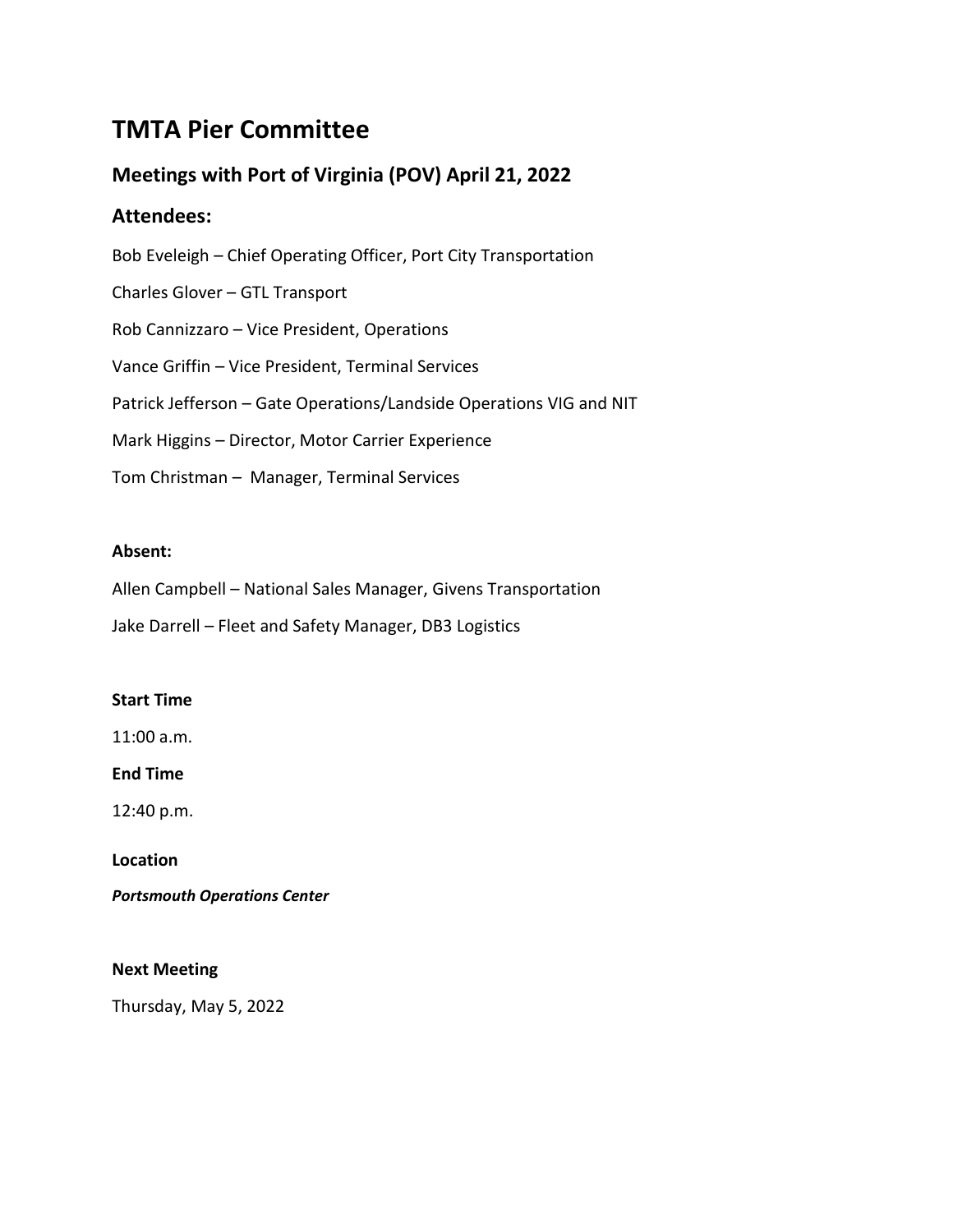# TMTA Pier Committee

## Meetings with Port of Virginia (POV) April 21, 2022

## Attendees:

Bob Eveleigh – Chief Operating Officer, Port City Transportation

Charles Glover – GTL Transport

Rob Cannizzaro – Vice President, Operations

Vance Griffin – Vice President, Terminal Services

Patrick Jefferson – Gate Operations/Landside Operations VIG and NIT

Mark Higgins – Director, Motor Carrier Experience

Tom Christman – Manager, Terminal Services

**Absent:**

Allen Campbell – National Sales Manager, Givens Transportation

Jake Darrell – Fleet and Safety Manager, DB3 Logistics

**Start Time**

11:00 a.m.

**End Time**

12:40 p.m.

**Location**

***Portsmouth Operations Center***

**Next Meeting**

Thursday, May 5, 2022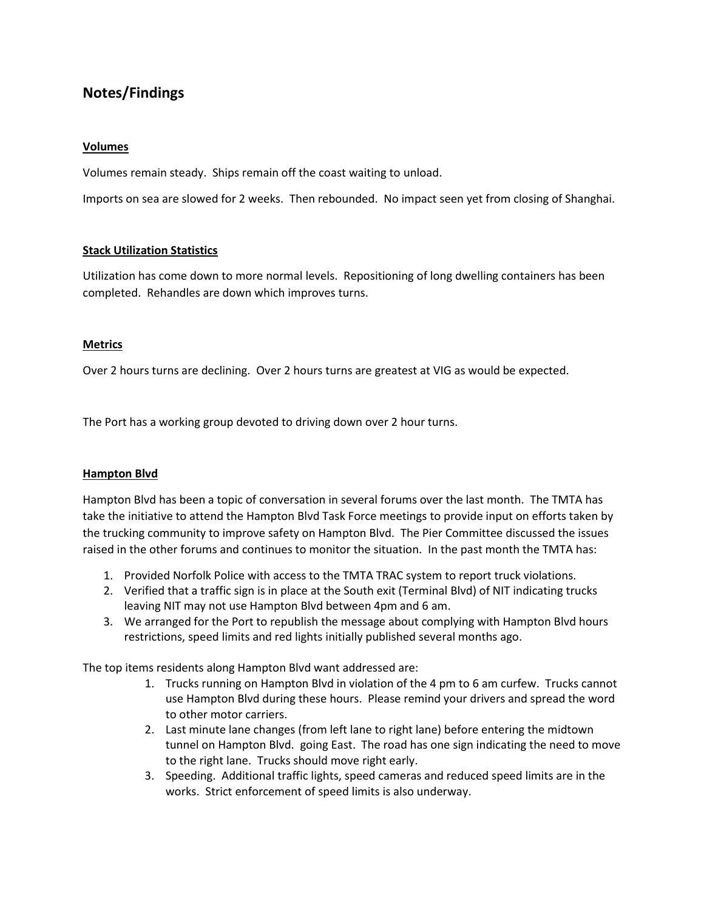## Notes/Findings

**Volumes**

Volumes remain steady. Ships remain off the coast waiting to unload.

Imports on sea are slowed for 2 weeks. Then rebounded. No impact seen yet from closing of Shanghai.

**Stack Utilization Statistics**

Utilization has come down to more normal levels. Repositioning of long dwelling containers has been completed. Rehandles are down which improves turns.

**Metrics**

Over 2 hours turns are declining. Over 2 hours turns are greatest at VIG as would be expected.

The Port has a working group devoted to driving down over 2 hour turns.

**Hampton Blvd**

Hampton Blvd has been a topic of conversation in several forums over the last month. The TMTA has take the initiative to attend the Hampton Blvd Task Force meetings to provide input on efforts taken by the trucking community to improve safety on Hampton Blvd. The Pier Committee discussed the issues raised in the other forums and continues to monitor the situation. In the past month the TMTA has:

1. Provided Norfolk Police with access to the TMTA TRAC system to report truck violations.
2. Verified that a traffic sign is in place at the South exit (Terminal Blvd) of NIT indicating trucks leaving NIT may not use Hampton Blvd between 4pm and 6 am.
3. We arranged for the Port to republish the message about complying with Hampton Blvd hours restrictions, speed limits and red lights initially published several months ago.

The top items residents along Hampton Blvd want addressed are:

1. Trucks running on Hampton Blvd in violation of the 4 pm to 6 am curfew. Trucks cannot use Hampton Blvd during these hours. Please remind your drivers and spread the word to other motor carriers.
2. Last minute lane changes (from left lane to right lane) before entering the midtown tunnel on Hampton Blvd. going East. The road has one sign indicating the need to move to the right lane. Trucks should move right early.
3. Speeding. Additional traffic lights, speed cameras and reduced speed limits are in the works. Strict enforcement of speed limits is also underway.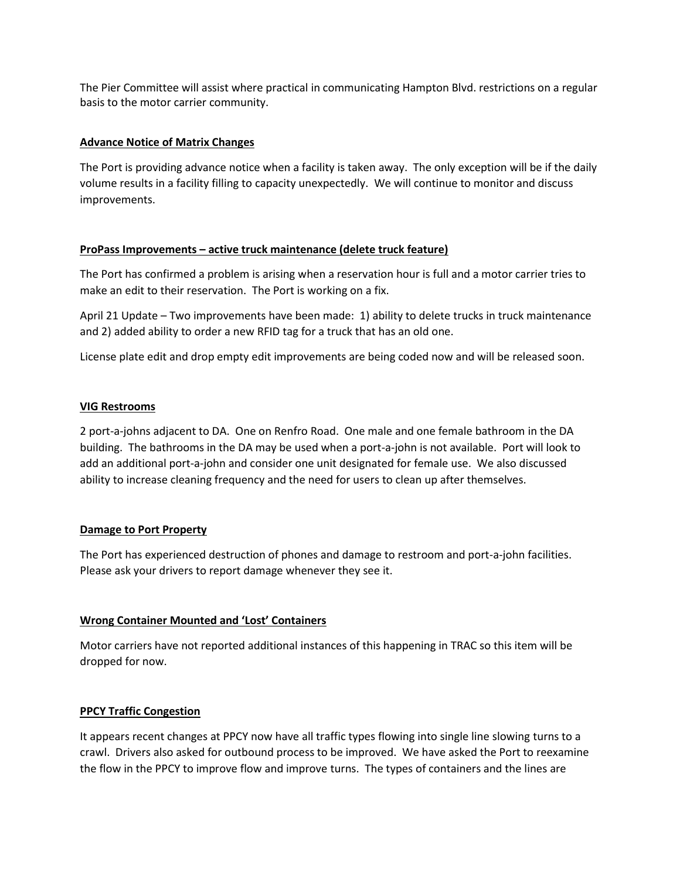The Pier Committee will assist where practical in communicating Hampton Blvd. restrictions on a regular basis to the motor carrier community.

**Advance Notice of Matrix Changes**

The Port is providing advance notice when a facility is taken away. The only exception will be if the daily volume results in a facility filling to capacity unexpectedly. We will continue to monitor and discuss improvements.

**ProPass Improvements – active truck maintenance (delete truck feature)**

The Port has confirmed a problem is arising when a reservation hour is full and a motor carrier tries to make an edit to their reservation. The Port is working on a fix.

April 21 Update – Two improvements have been made: 1) ability to delete trucks in truck maintenance and 2) added ability to order a new RFID tag for a truck that has an old one.

License plate edit and drop empty edit improvements are being coded now and will be released soon.

**VIG Restrooms**

2 port-a-johns adjacent to DA. One on Renfro Road. One male and one female bathroom in the DA building. The bathrooms in the DA may be used when a port-a-john is not available. Port will look to add an additional port-a-john and consider one unit designated for female use. We also discussed ability to increase cleaning frequency and the need for users to clean up after themselves.

**Damage to Port Property**

The Port has experienced destruction of phones and damage to restroom and port-a-john facilities. Please ask your drivers to report damage whenever they see it.

**Wrong Container Mounted and 'Lost' Containers**

Motor carriers have not reported additional instances of this happening in TRAC so this item will be dropped for now.

**PPCY Traffic Congestion**

It appears recent changes at PPCY now have all traffic types flowing into single line slowing turns to a crawl. Drivers also asked for outbound process to be improved. We have asked the Port to reexamine the flow in the PPCY to improve flow and improve turns. The types of containers and the lines are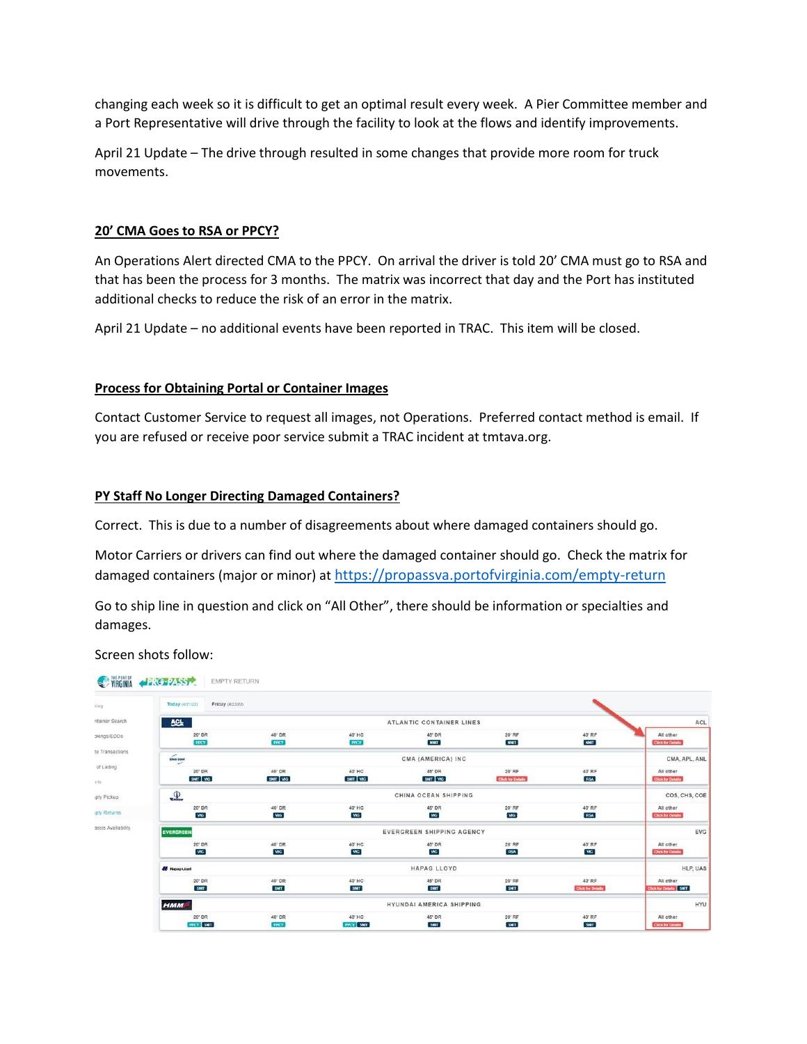changing each week so it is difficult to get an optimal result every week. A Pier Committee member and a Port Representative will drive through the facility to look at the flows and identify improvements.

April 21 Update – The drive through resulted in some changes that provide more room for truck movements.

## 20' CMA Goes to RSA or PPCY?

An Operations Alert directed CMA to the PPCY. On arrival the driver is told 20' CMA must go to RSA and that has been the process for 3 months. The matrix was incorrect that day and the Port has instituted additional checks to reduce the risk of an error in the matrix.

April 21 Update – no additional events have been reported in TRAC. This item will be closed.

## Process for Obtaining Portal or Container Images

Contact Customer Service to request all images, not Operations. Preferred contact method is email. If you are refused or receive poor service submit a TRAC incident at tmtava.org.

## PY Staff No Longer Directing Damaged Containers?

Correct. This is due to a number of disagreements about where damaged containers should go.

Motor Carriers or drivers can find out where the damaged container should go. Check the matrix for damaged containers (major or minor) at https://propassva.portofvirginia.com/empty-return

Go to ship line in question and click on "All Other", there should be information or specialties and damages.

Screen shots follow: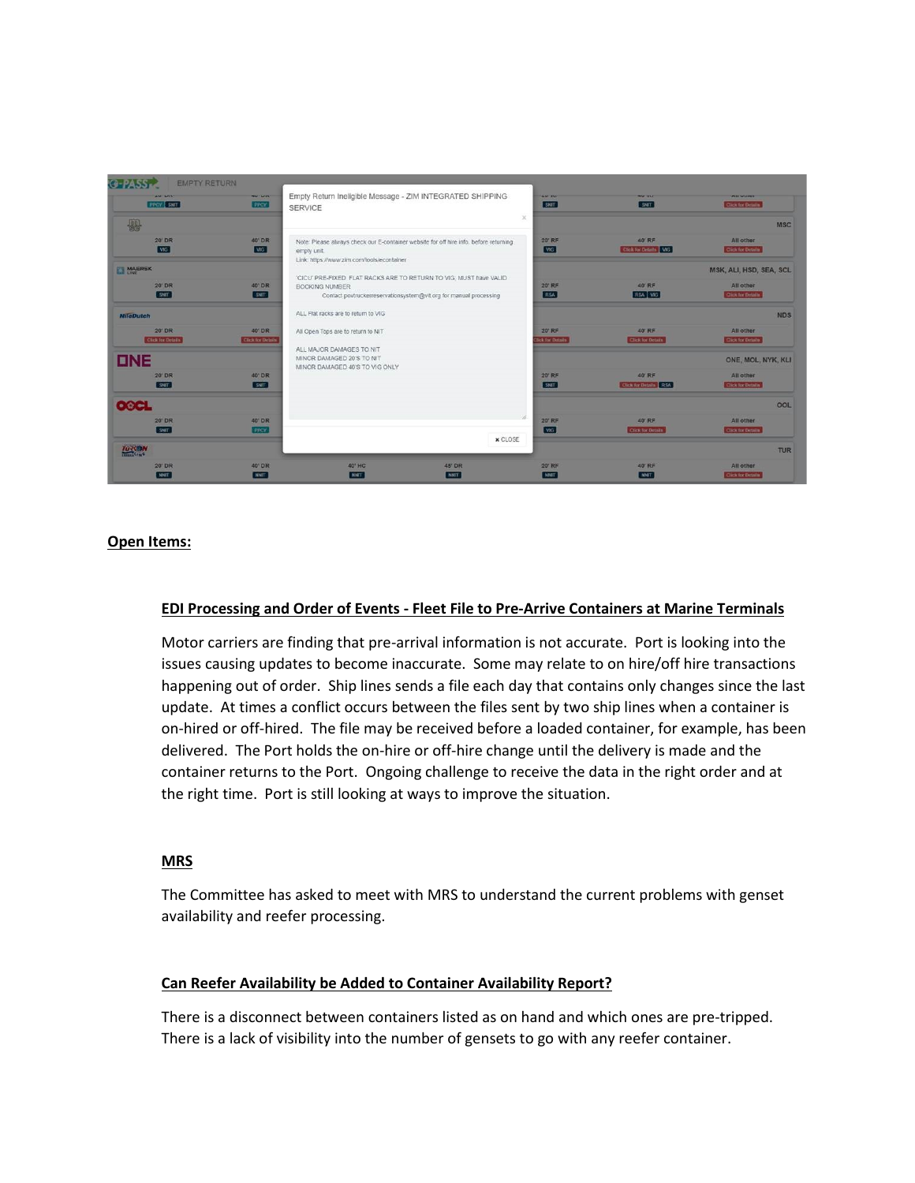## Open Items:

### EDI Processing and Order of Events - Fleet File to Pre-Arrive Containers at Marine Terminals

Motor carriers are finding that pre-arrival information is not accurate. Port is looking into the issues causing updates to become inaccurate. Some may relate to on hire/off hire transactions happening out of order. Ship lines sends a file each day that contains only changes since the last update. At times a conflict occurs between the files sent by two ship lines when a container is on-hired or off-hired. The file may be received before a loaded container, for example, has been delivered. The Port holds the on-hire or off-hire change until the delivery is made and the container returns to the Port. Ongoing challenge to receive the data in the right order and at the right time. Port is still looking at ways to improve the situation.

### MRS

The Committee has asked to meet with MRS to understand the current problems with genset availability and reefer processing.

### Can Reefer Availability be Added to Container Availability Report?

There is a disconnect between containers listed as on hand and which ones are pre-tripped. There is a lack of visibility into the number of gensets to go with any reefer container.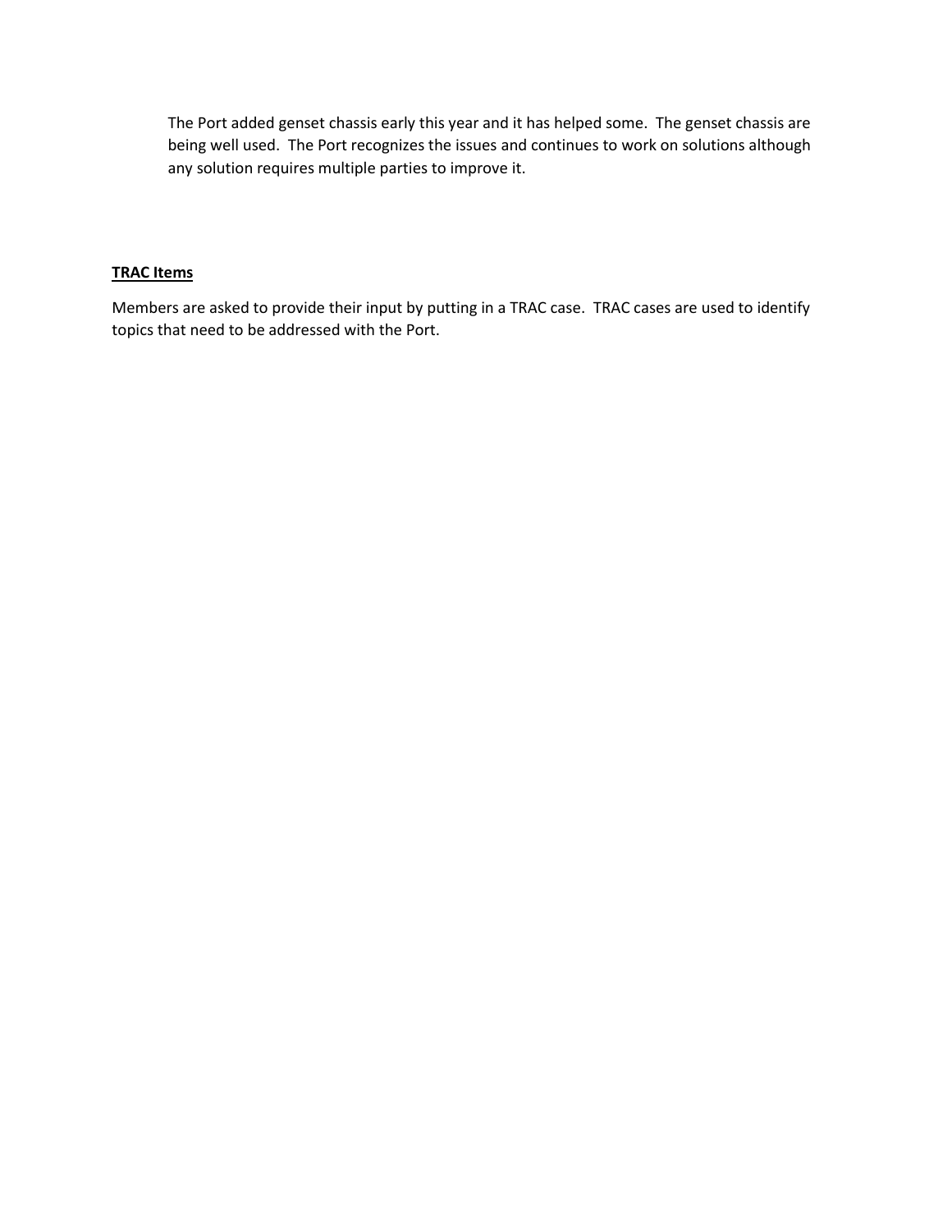The Port added genset chassis early this year and it has helped some. The genset chassis are being well used. The Port recognizes the issues and continues to work on solutions although any solution requires multiple parties to improve it.

**<u>TRAC Items</u>**

Members are asked to provide their input by putting in a TRAC case. TRAC cases are used to identify topics that need to be addressed with the Port.